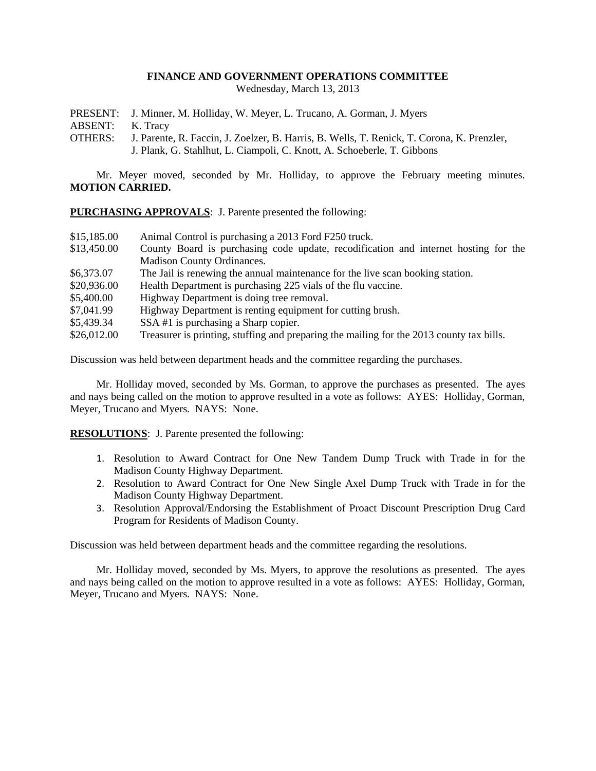# FINANCE AND GOVERNMENT OPERATIONS COMMITTEE

Wednesday, March 13, 2013

PRESENT: J. Minner, M. Holliday, W. Meyer, L. Trucano, A. Gorman, J. Myers
ABSENT: K. Tracy
OTHERS: J. Parente, R. Faccin, J. Zoelzer, B. Harris, B. Wells, T. Renick, T. Corona, K. Prenzler, J. Plank, G. Stahlhut, L. Ciampoli, C. Knott, A. Schoeberle, T. Gibbons

Mr. Meyer moved, seconded by Mr. Holliday, to approve the February meeting minutes. **MOTION CARRIED.**

**PURCHASING APPROVALS**: J. Parente presented the following:

| | |
|---|---|
| \$15,185.00 | Animal Control is purchasing a 2013 Ford F250 truck. |
| \$13,450.00 | County Board is purchasing code update, recodification and internet hosting for the Madison County Ordinances. |
| \$6,373.07 | The Jail is renewing the annual maintenance for the live scan booking station. |
| \$20,936.00 | Health Department is purchasing 225 vials of the flu vaccine. |
| \$5,400.00 | Highway Department is doing tree removal. |
| \$7,041.99 | Highway Department is renting equipment for cutting brush. |
| \$5,439.34 | SSA #1 is purchasing a Sharp copier. |
| \$26,012.00 | Treasurer is printing, stuffing and preparing the mailing for the 2013 county tax bills. |

Discussion was held between department heads and the committee regarding the purchases.

Mr. Holliday moved, seconded by Ms. Gorman, to approve the purchases as presented. The ayes and nays being called on the motion to approve resulted in a vote as follows: AYES: Holliday, Gorman, Meyer, Trucano and Myers. NAYS: None.

**RESOLUTIONS**: J. Parente presented the following:

1. Resolution to Award Contract for One New Tandem Dump Truck with Trade in for the Madison County Highway Department.
2. Resolution to Award Contract for One New Single Axel Dump Truck with Trade in for the Madison County Highway Department.
3. Resolution Approval/Endorsing the Establishment of Proact Discount Prescription Drug Card Program for Residents of Madison County.

Discussion was held between department heads and the committee regarding the resolutions.

Mr. Holliday moved, seconded by Ms. Myers, to approve the resolutions as presented. The ayes and nays being called on the motion to approve resulted in a vote as follows: AYES: Holliday, Gorman, Meyer, Trucano and Myers. NAYS: None.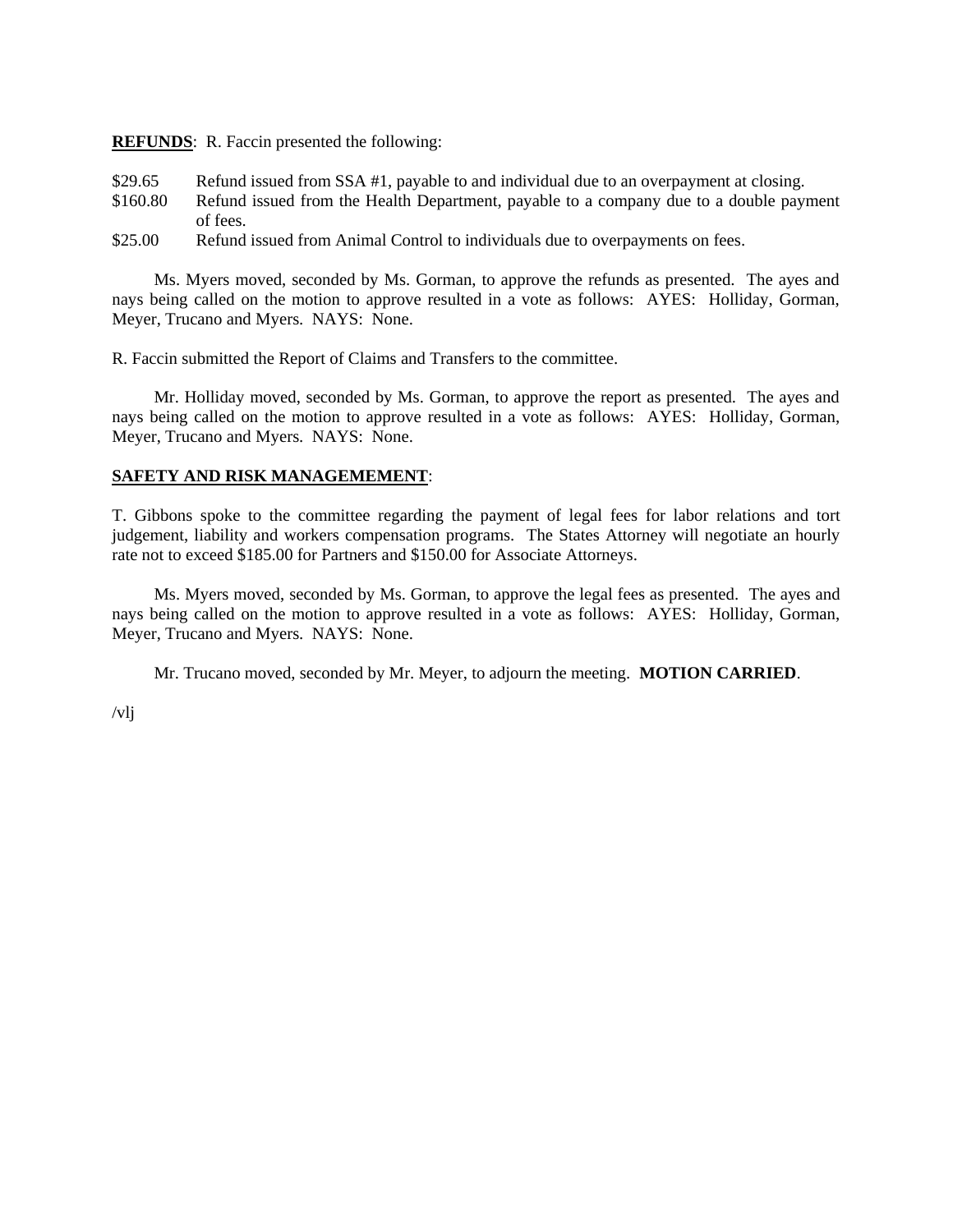**REFUNDS**: R. Faccin presented the following:

$29.65 Refund issued from SSA #1, payable to and individual due to an overpayment at closing.
$160.80 Refund issued from the Health Department, payable to a company due to a double payment of fees.
$25.00 Refund issued from Animal Control to individuals due to overpayments on fees.

Ms. Myers moved, seconded by Ms. Gorman, to approve the refunds as presented. The ayes and nays being called on the motion to approve resulted in a vote as follows: AYES: Holliday, Gorman, Meyer, Trucano and Myers. NAYS: None.

R. Faccin submitted the Report of Claims and Transfers to the committee.

Mr. Holliday moved, seconded by Ms. Gorman, to approve the report as presented. The ayes and nays being called on the motion to approve resulted in a vote as follows: AYES: Holliday, Gorman, Meyer, Trucano and Myers. NAYS: None.

**SAFETY AND RISK MANAGEMEMENT**:

T. Gibbons spoke to the committee regarding the payment of legal fees for labor relations and tort judgement, liability and workers compensation programs. The States Attorney will negotiate an hourly rate not to exceed $185.00 for Partners and $150.00 for Associate Attorneys.

Ms. Myers moved, seconded by Ms. Gorman, to approve the legal fees as presented. The ayes and nays being called on the motion to approve resulted in a vote as follows: AYES: Holliday, Gorman, Meyer, Trucano and Myers. NAYS: None.

Mr. Trucano moved, seconded by Mr. Meyer, to adjourn the meeting. **MOTION CARRIED**.

/vlj